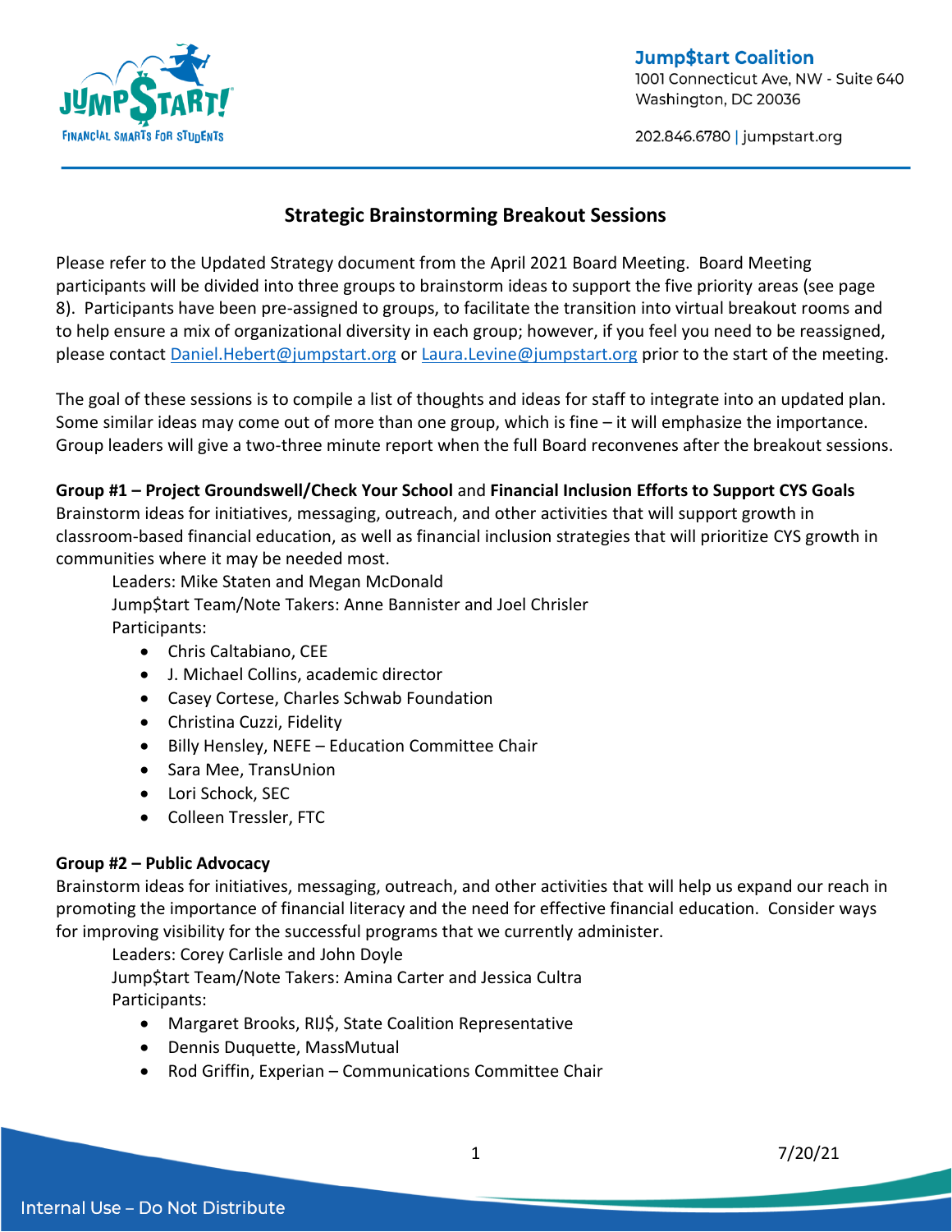Jump$tart Coalition
1001 Connecticut Ave, NW - Suite 640
Washington, DC 20036

202.846.6780 | jumpstart.org

## Strategic Brainstorming Breakout Sessions

Please refer to the Updated Strategy document from the April 2021 Board Meeting. Board Meeting participants will be divided into three groups to brainstorm ideas to support the five priority areas (see page 8). Participants have been pre-assigned to groups, to facilitate the transition into virtual breakout rooms and to help ensure a mix of organizational diversity in each group; however, if you feel you need to be reassigned, please contact Daniel.Hebert@jumpstart.org or Laura.Levine@jumpstart.org prior to the start of the meeting.

The goal of these sessions is to compile a list of thoughts and ideas for staff to integrate into an updated plan. Some similar ideas may come out of more than one group, which is fine – it will emphasize the importance. Group leaders will give a two-three minute report when the full Board reconvenes after the breakout sessions.

**Group #1 – Project Groundswell/Check Your School** and **Financial Inclusion Efforts to Support CYS Goals**
Brainstorm ideas for initiatives, messaging, outreach, and other activities that will support growth in classroom-based financial education, as well as financial inclusion strategies that will prioritize CYS growth in communities where it may be needed most.

Leaders: Mike Staten and Megan McDonald
Jump$tart Team/Note Takers: Anne Bannister and Joel Chrisler
Participants:

- Chris Caltabiano, CEE
- J. Michael Collins, academic director
- Casey Cortese, Charles Schwab Foundation
- Christina Cuzzi, Fidelity
- Billy Hensley, NEFE – Education Committee Chair
- Sara Mee, TransUnion
- Lori Schock, SEC
- Colleen Tressler, FTC

**Group #2 – Public Advocacy**
Brainstorm ideas for initiatives, messaging, outreach, and other activities that will help us expand our reach in promoting the importance of financial literacy and the need for effective financial education. Consider ways for improving visibility for the successful programs that we currently administer.

Leaders: Corey Carlisle and John Doyle
Jump$tart Team/Note Takers: Amina Carter and Jessica Cultra
Participants:

- Margaret Brooks, RIJ$, State Coalition Representative
- Dennis Duquette, MassMutual
- Rod Griffin, Experian – Communications Committee Chair

7/20/21

Internal Use – Do Not Distribute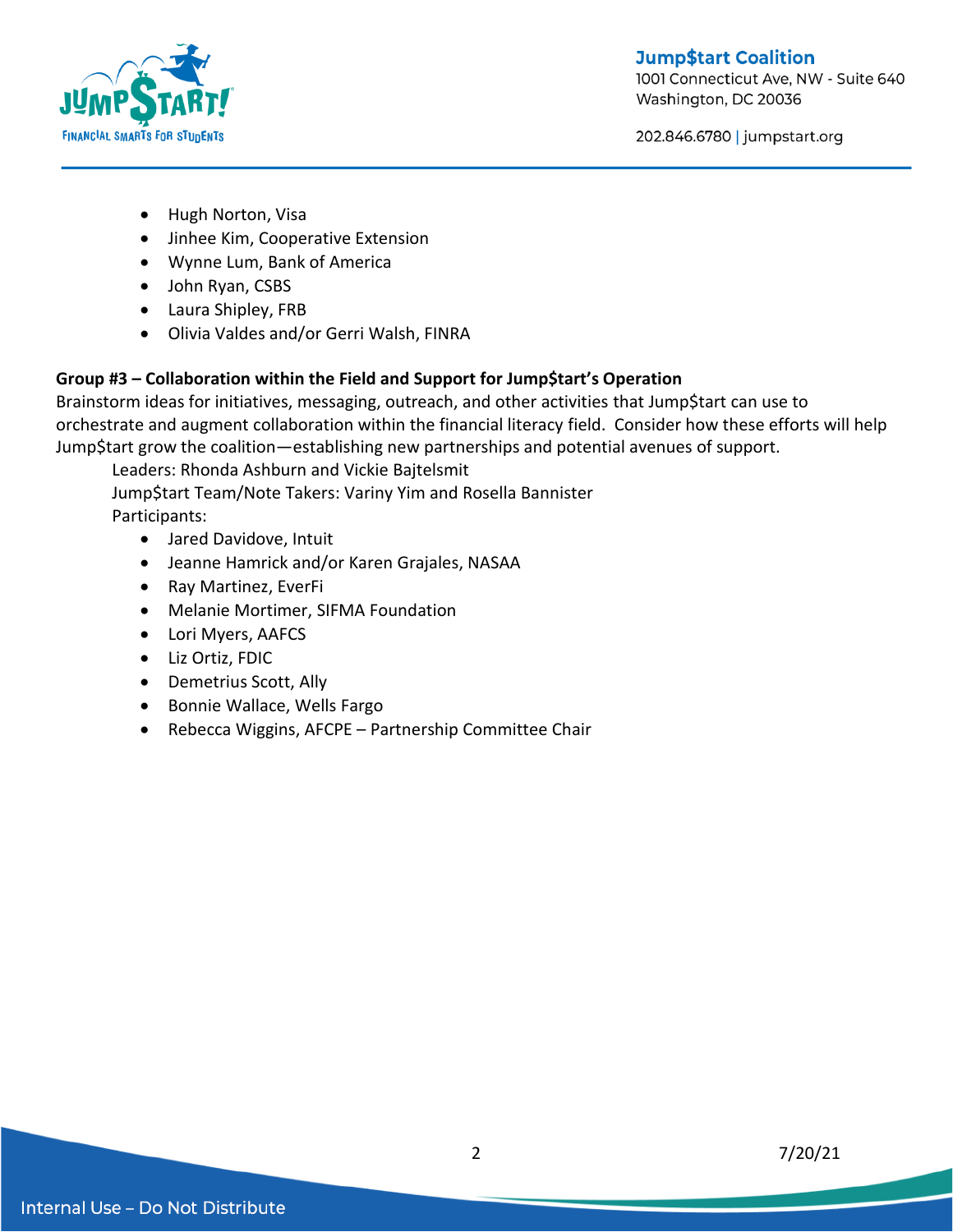- Hugh Norton, Visa
- Jinhee Kim, Cooperative Extension
- Wynne Lum, Bank of America
- John Ryan, CSBS
- Laura Shipley, FRB
- Olivia Valdes and/or Gerri Walsh, FINRA

**Group #3 – Collaboration within the Field and Support for Jump$tart's Operation**

Brainstorm ideas for initiatives, messaging, outreach, and other activities that Jump$tart can use to orchestrate and augment collaboration within the financial literacy field. Consider how these efforts will help Jump$tart grow the coalition—establishing new partnerships and potential avenues of support.

Leaders: Rhonda Ashburn and Vickie Bajtelsmit

Jump$tart Team/Note Takers: Variny Yim and Rosella Bannister

Participants:

- Jared Davidove, Intuit
- Jeanne Hamrick and/or Karen Grajales, NASAA
- Ray Martinez, EverFi
- Melanie Mortimer, SIFMA Foundation
- Lori Myers, AAFCS
- Liz Ortiz, FDIC
- Demetrius Scott, Ally
- Bonnie Wallace, Wells Fargo
- Rebecca Wiggins, AFCPE – Partnership Committee Chair